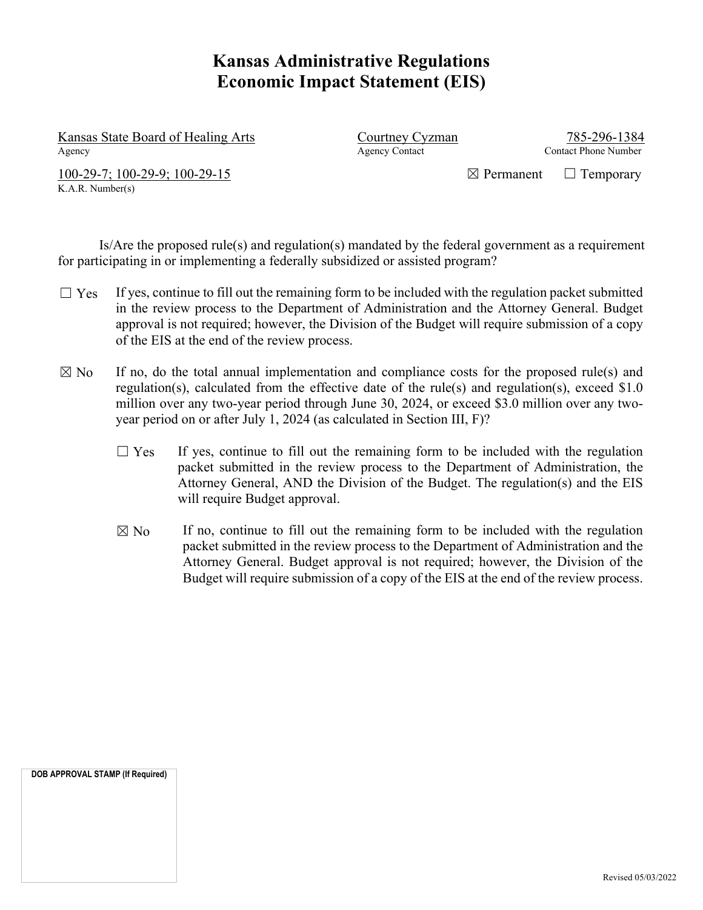# Kansas Administrative Regulations
# Economic Impact Statement (EIS)

Kansas State Board of Healing Arts
Agency

Courtney Cyzman
Agency Contact

785-296-1384
Contact Phone Number

100-29-7; 100-29-9; 100-29-15
K.A.R. Number(s)

☒ Permanent ☐ Temporary

Is/Are the proposed rule(s) and regulation(s) mandated by the federal government as a requirement for participating in or implementing a federally subsidized or assisted program?

☐ Yes If yes, continue to fill out the remaining form to be included with the regulation packet submitted in the review process to the Department of Administration and the Attorney General. Budget approval is not required; however, the Division of the Budget will require submission of a copy of the EIS at the end of the review process.

☒ No If no, do the total annual implementation and compliance costs for the proposed rule(s) and regulation(s), calculated from the effective date of the rule(s) and regulation(s), exceed $1.0 million over any two-year period through June 30, 2024, or exceed $3.0 million over any two-year period on or after July 1, 2024 (as calculated in Section III, F)?

☐ Yes If yes, continue to fill out the remaining form to be included with the regulation packet submitted in the review process to the Department of Administration, the Attorney General, AND the Division of the Budget. The regulation(s) and the EIS will require Budget approval.

☒ No If no, continue to fill out the remaining form to be included with the regulation packet submitted in the review process to the Department of Administration and the Attorney General. Budget approval is not required; however, the Division of the Budget will require submission of a copy of the EIS at the end of the review process.

**DOB APPROVAL STAMP (If Required)**

Revised 05/03/2022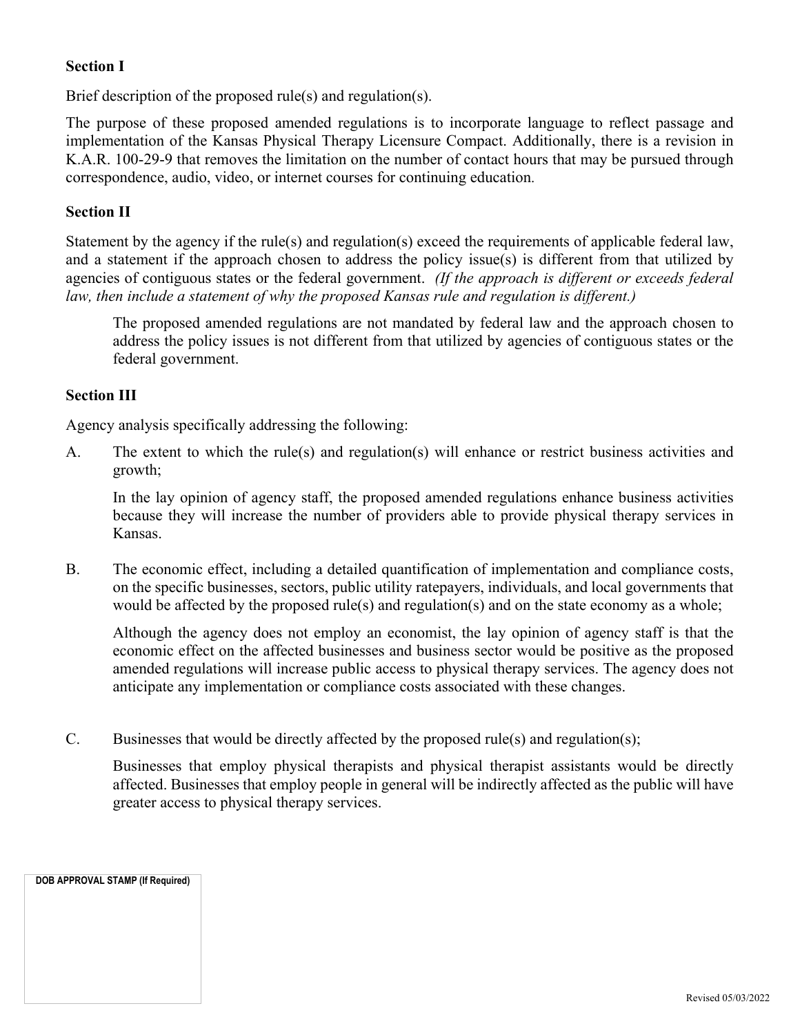**Section I**

Brief description of the proposed rule(s) and regulation(s).

The purpose of these proposed amended regulations is to incorporate language to reflect passage and implementation of the Kansas Physical Therapy Licensure Compact. Additionally, there is a revision in K.A.R. 100-29-9 that removes the limitation on the number of contact hours that may be pursued through correspondence, audio, video, or internet courses for continuing education.

**Section II**

Statement by the agency if the rule(s) and regulation(s) exceed the requirements of applicable federal law, and a statement if the approach chosen to address the policy issue(s) is different from that utilized by agencies of contiguous states or the federal government. *(If the approach is different or exceeds federal law, then include a statement of why the proposed Kansas rule and regulation is different.)*

The proposed amended regulations are not mandated by federal law and the approach chosen to address the policy issues is not different from that utilized by agencies of contiguous states or the federal government.

**Section III**

Agency analysis specifically addressing the following:

A. The extent to which the rule(s) and regulation(s) will enhance or restrict business activities and growth;

In the lay opinion of agency staff, the proposed amended regulations enhance business activities because they will increase the number of providers able to provide physical therapy services in Kansas.

B. The economic effect, including a detailed quantification of implementation and compliance costs, on the specific businesses, sectors, public utility ratepayers, individuals, and local governments that would be affected by the proposed rule(s) and regulation(s) and on the state economy as a whole;

Although the agency does not employ an economist, the lay opinion of agency staff is that the economic effect on the affected businesses and business sector would be positive as the proposed amended regulations will increase public access to physical therapy services. The agency does not anticipate any implementation or compliance costs associated with these changes.

C. Businesses that would be directly affected by the proposed rule(s) and regulation(s);

Businesses that employ physical therapists and physical therapist assistants would be directly affected. Businesses that employ people in general will be indirectly affected as the public will have greater access to physical therapy services.

DOB APPROVAL STAMP (If Required)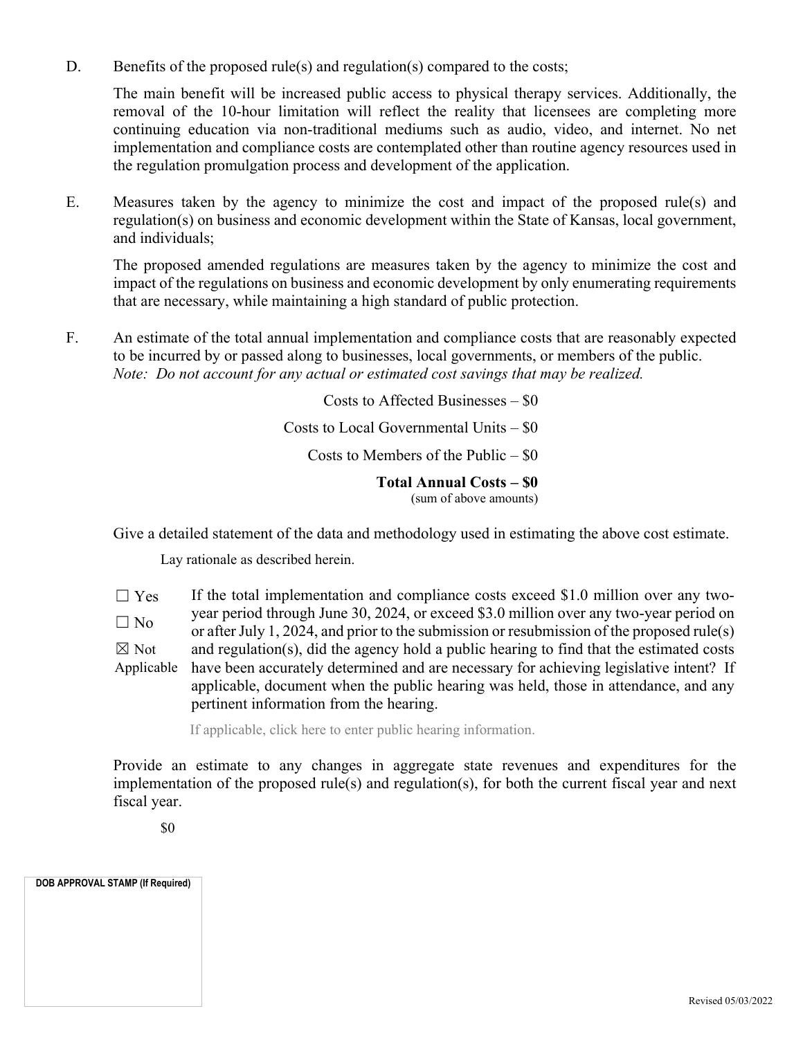D. Benefits of the proposed rule(s) and regulation(s) compared to the costs;

The main benefit will be increased public access to physical therapy services. Additionally, the removal of the 10-hour limitation will reflect the reality that licensees are completing more continuing education via non-traditional mediums such as audio, video, and internet. No net implementation and compliance costs are contemplated other than routine agency resources used in the regulation promulgation process and development of the application.

E. Measures taken by the agency to minimize the cost and impact of the proposed rule(s) and regulation(s) on business and economic development within the State of Kansas, local government, and individuals;

The proposed amended regulations are measures taken by the agency to minimize the cost and impact of the regulations on business and economic development by only enumerating requirements that are necessary, while maintaining a high standard of public protection.

F. An estimate of the total annual implementation and compliance costs that are reasonably expected to be incurred by or passed along to businesses, local governments, or members of the public. *Note: Do not account for any actual or estimated cost savings that may be realized.*

Costs to Affected Businesses – $0

Costs to Local Governmental Units – $0

Costs to Members of the Public – $0

**Total Annual Costs – $0**
(sum of above amounts)

Give a detailed statement of the data and methodology used in estimating the above cost estimate.

Lay rationale as described herein.

☐ Yes

☐ No

☒ Not Applicable

If the total implementation and compliance costs exceed $1.0 million over any two-year period through June 30, 2024, or exceed $3.0 million over any two-year period on or after July 1, 2024, and prior to the submission or resubmission of the proposed rule(s) and regulation(s), did the agency hold a public hearing to find that the estimated costs have been accurately determined and are necessary for achieving legislative intent? If applicable, document when the public hearing was held, those in attendance, and any pertinent information from the hearing.

If applicable, click here to enter public hearing information.

Provide an estimate to any changes in aggregate state revenues and expenditures for the implementation of the proposed rule(s) and regulation(s), for both the current fiscal year and next fiscal year.

$0

**DOB APPROVAL STAMP (If Required)**

Revised 05/03/2022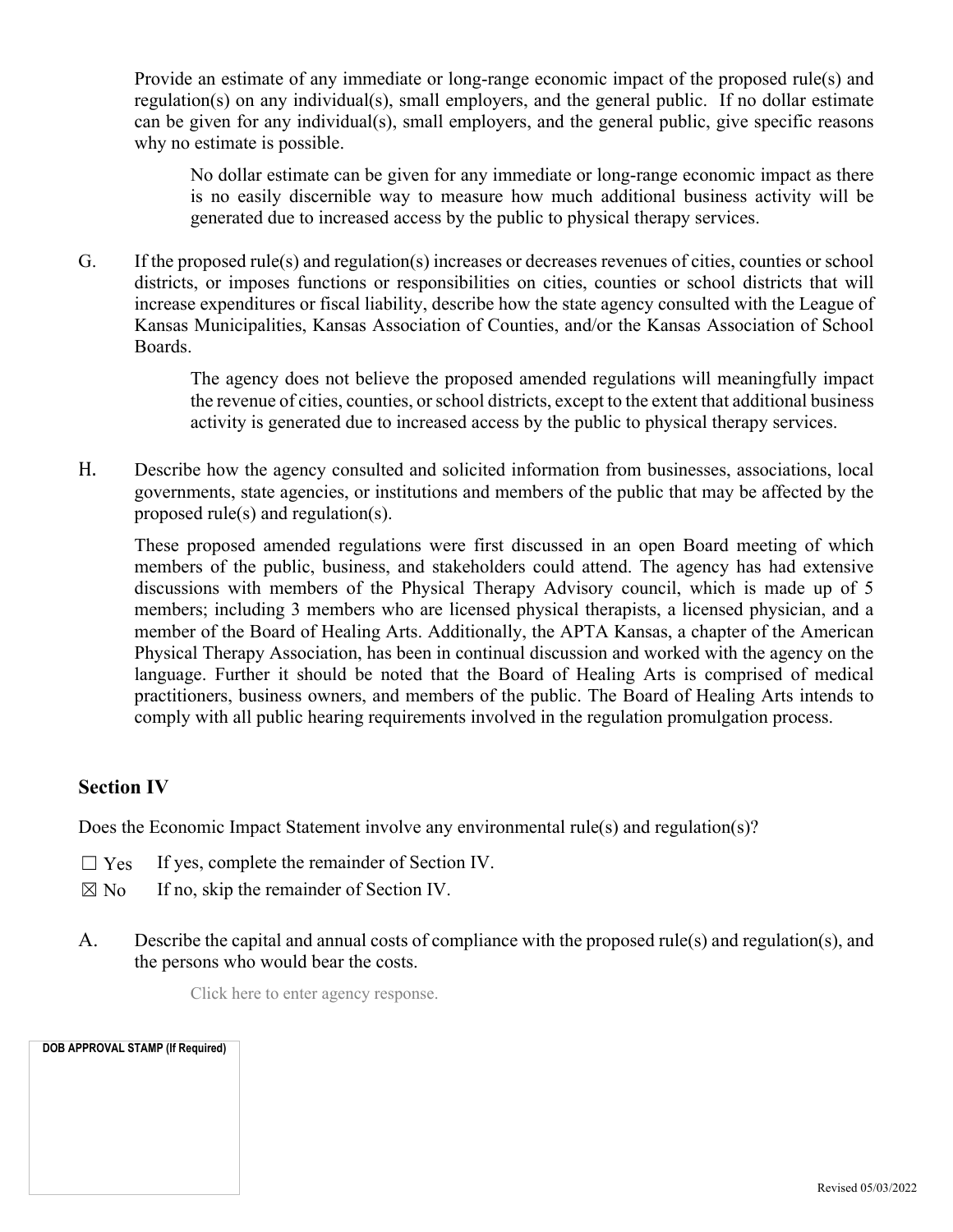Provide an estimate of any immediate or long-range economic impact of the proposed rule(s) and regulation(s) on any individual(s), small employers, and the general public. If no dollar estimate can be given for any individual(s), small employers, and the general public, give specific reasons why no estimate is possible.

> No dollar estimate can be given for any immediate or long-range economic impact as there is no easily discernible way to measure how much additional business activity will be generated due to increased access by the public to physical therapy services.

G. If the proposed rule(s) and regulation(s) increases or decreases revenues of cities, counties or school districts, or imposes functions or responsibilities on cities, counties or school districts that will increase expenditures or fiscal liability, describe how the state agency consulted with the League of Kansas Municipalities, Kansas Association of Counties, and/or the Kansas Association of School Boards.

> The agency does not believe the proposed amended regulations will meaningfully impact the revenue of cities, counties, or school districts, except to the extent that additional business activity is generated due to increased access by the public to physical therapy services.

H. Describe how the agency consulted and solicited information from businesses, associations, local governments, state agencies, or institutions and members of the public that may be affected by the proposed rule(s) and regulation(s).

These proposed amended regulations were first discussed in an open Board meeting of which members of the public, business, and stakeholders could attend. The agency has had extensive discussions with members of the Physical Therapy Advisory council, which is made up of 5 members; including 3 members who are licensed physical therapists, a licensed physician, and a member of the Board of Healing Arts. Additionally, the APTA Kansas, a chapter of the American Physical Therapy Association, has been in continual discussion and worked with the agency on the language. Further it should be noted that the Board of Healing Arts is comprised of medical practitioners, business owners, and members of the public. The Board of Healing Arts intends to comply with all public hearing requirements involved in the regulation promulgation process.

## Section IV

Does the Economic Impact Statement involve any environmental rule(s) and regulation(s)?

☐ Yes If yes, complete the remainder of Section IV.

☒ No If no, skip the remainder of Section IV.

A. Describe the capital and annual costs of compliance with the proposed rule(s) and regulation(s), and the persons who would bear the costs.

> Click here to enter agency response.

**DOB APPROVAL STAMP (If Required)**

Revised 05/03/2022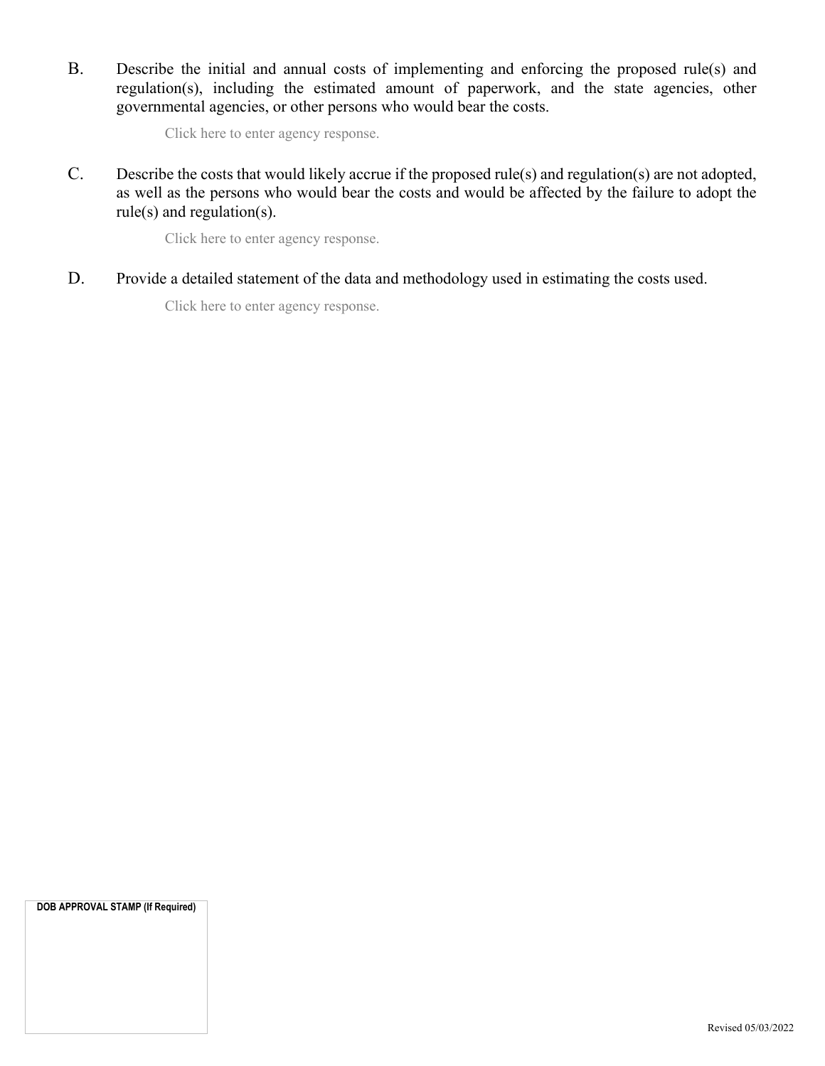B. Describe the initial and annual costs of implementing and enforcing the proposed rule(s) and regulation(s), including the estimated amount of paperwork, and the state agencies, other governmental agencies, or other persons who would bear the costs.

Click here to enter agency response.

C. Describe the costs that would likely accrue if the proposed rule(s) and regulation(s) are not adopted, as well as the persons who would bear the costs and would be affected by the failure to adopt the rule(s) and regulation(s).

Click here to enter agency response.

D. Provide a detailed statement of the data and methodology used in estimating the costs used.

Click here to enter agency response.

**DOB APPROVAL STAMP (If Required)**

Revised 05/03/2022